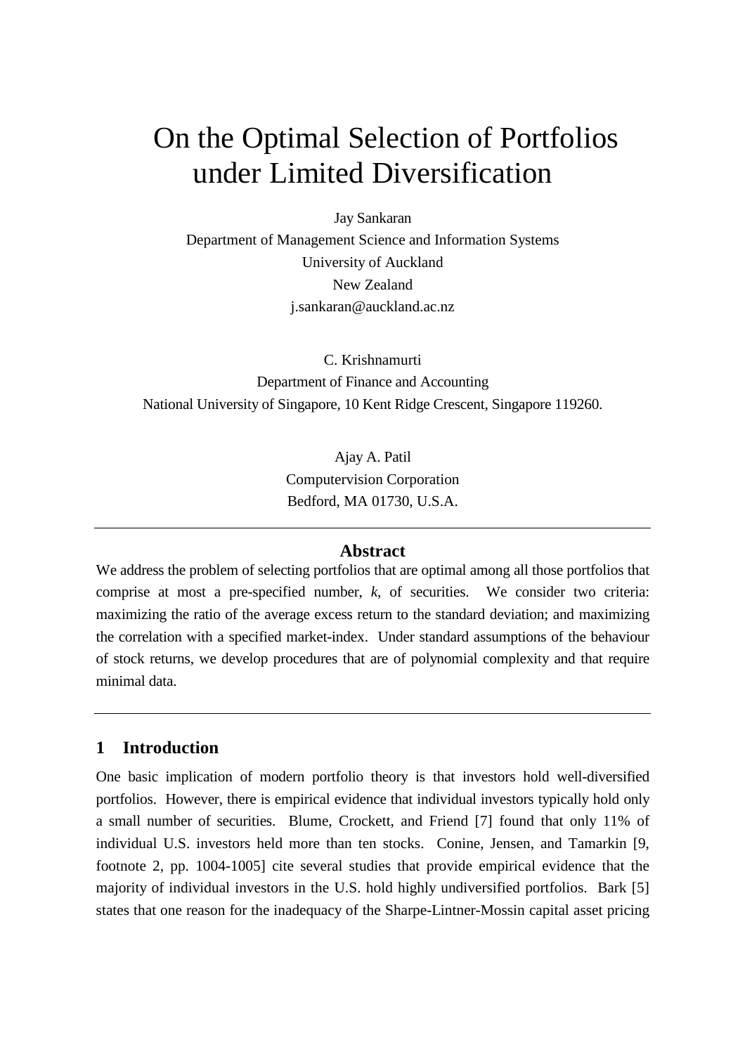# On the Optimal Selection of Portfolios under Limited Diversification

Jay Sankaran
Department of Management Science and Information Systems
University of Auckland
New Zealand
j.sankaran@auckland.ac.nz

C. Krishnamurti
Department of Finance and Accounting
National University of Singapore, 10 Kent Ridge Crescent, Singapore 119260.

Ajay A. Patil
Computervision Corporation
Bedford, MA 01730, U.S.A.

---

### Abstract

We address the problem of selecting portfolios that are optimal among all those portfolios that comprise at most a pre-specified number, *k*, of securities. We consider two criteria: maximizing the ratio of the average excess return to the standard deviation; and maximizing the correlation with a specified market-index. Under standard assumptions of the behaviour of stock returns, we develop procedures that are of polynomial complexity and that require minimal data.

---

## 1 Introduction

One basic implication of modern portfolio theory is that investors hold well-diversified portfolios. However, there is empirical evidence that individual investors typically hold only a small number of securities. Blume, Crockett, and Friend [7] found that only 11% of individual U.S. investors held more than ten stocks. Conine, Jensen, and Tamarkin [9, footnote 2, pp. 1004-1005] cite several studies that provide empirical evidence that the majority of individual investors in the U.S. hold highly undiversified portfolios. Bark [5] states that one reason for the inadequacy of the Sharpe-Lintner-Mossin capital asset pricing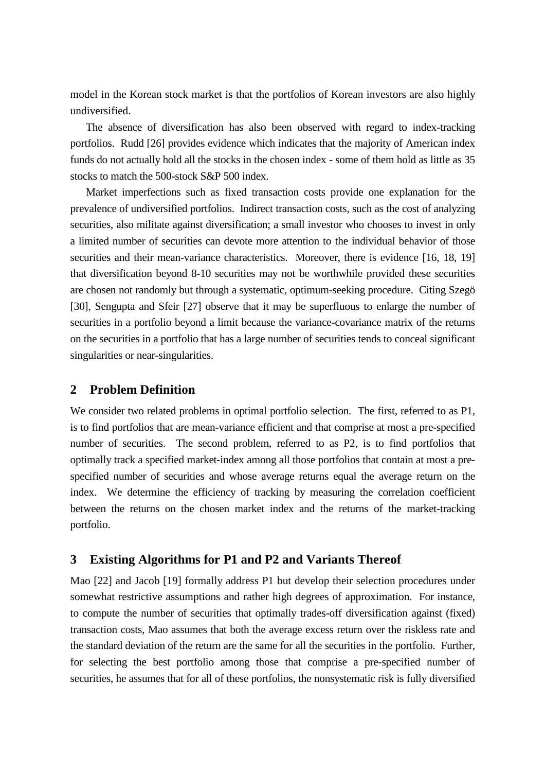model in the Korean stock market is that the portfolios of Korean investors are also highly undiversified.

The absence of diversification has also been observed with regard to index-tracking portfolios. Rudd [26] provides evidence which indicates that the majority of American index funds do not actually hold all the stocks in the chosen index - some of them hold as little as 35 stocks to match the 500-stock S&P 500 index.

Market imperfections such as fixed transaction costs provide one explanation for the prevalence of undiversified portfolios. Indirect transaction costs, such as the cost of analyzing securities, also militate against diversification; a small investor who chooses to invest in only a limited number of securities can devote more attention to the individual behavior of those securities and their mean-variance characteristics. Moreover, there is evidence [16, 18, 19] that diversification beyond 8-10 securities may not be worthwhile provided these securities are chosen not randomly but through a systematic, optimum-seeking procedure. Citing Szegö [30], Sengupta and Sfeir [27] observe that it may be superfluous to enlarge the number of securities in a portfolio beyond a limit because the variance-covariance matrix of the returns on the securities in a portfolio that has a large number of securities tends to conceal significant singularities or near-singularities.

## 2 Problem Definition

We consider two related problems in optimal portfolio selection. The first, referred to as P1, is to find portfolios that are mean-variance efficient and that comprise at most a pre-specified number of securities. The second problem, referred to as P2, is to find portfolios that optimally track a specified market-index among all those portfolios that contain at most a pre-specified number of securities and whose average returns equal the average return on the index. We determine the efficiency of tracking by measuring the correlation coefficient between the returns on the chosen market index and the returns of the market-tracking portfolio.

## 3 Existing Algorithms for P1 and P2 and Variants Thereof

Mao [22] and Jacob [19] formally address P1 but develop their selection procedures under somewhat restrictive assumptions and rather high degrees of approximation. For instance, to compute the number of securities that optimally trades-off diversification against (fixed) transaction costs, Mao assumes that both the average excess return over the riskless rate and the standard deviation of the return are the same for all the securities in the portfolio. Further, for selecting the best portfolio among those that comprise a pre-specified number of securities, he assumes that for all of these portfolios, the nonsystematic risk is fully diversified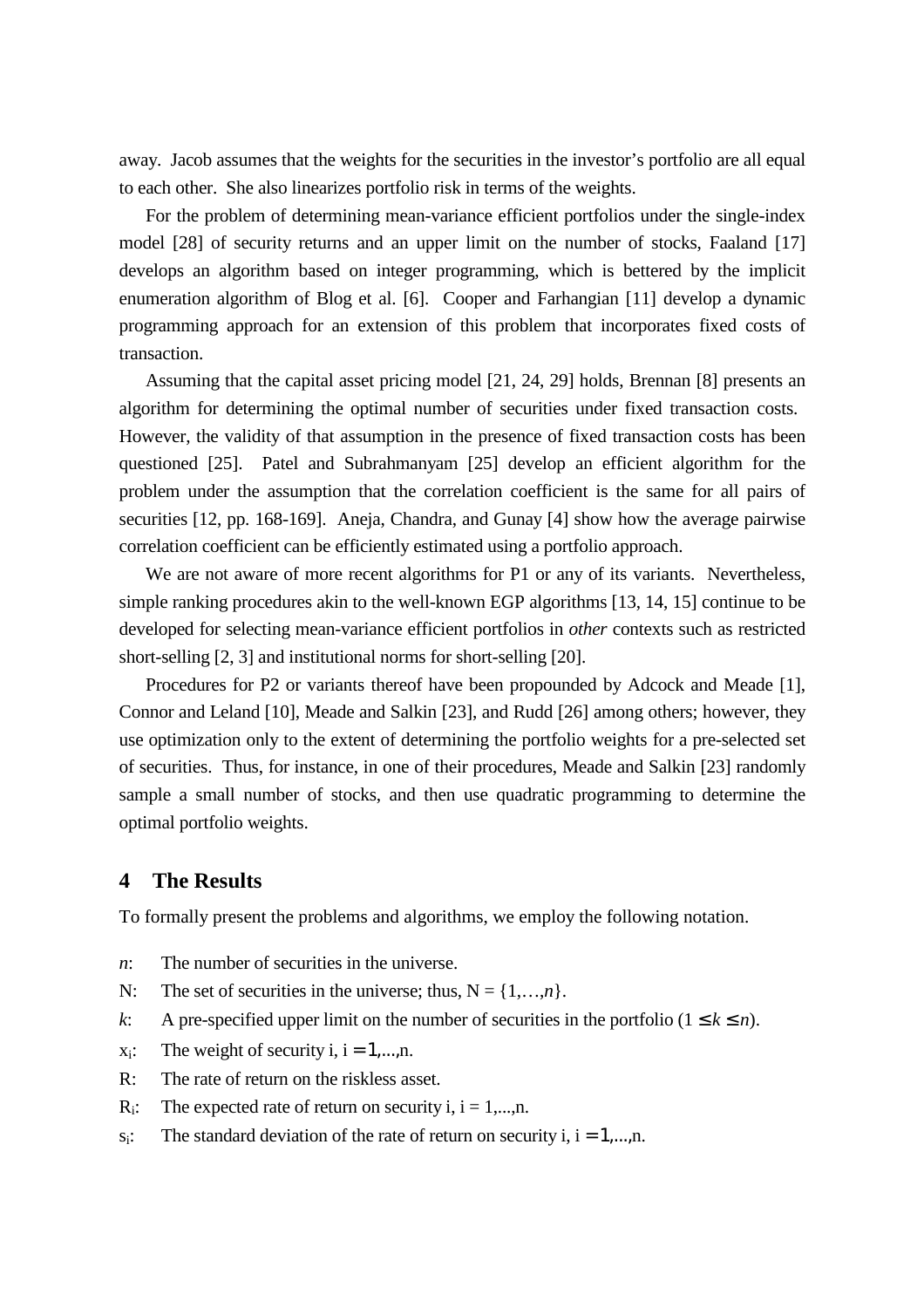away. Jacob assumes that the weights for the securities in the investor's portfolio are all equal to each other. She also linearizes portfolio risk in terms of the weights.

For the problem of determining mean-variance efficient portfolios under the single-index model [28] of security returns and an upper limit on the number of stocks, Faaland [17] develops an algorithm based on integer programming, which is bettered by the implicit enumeration algorithm of Blog et al. [6]. Cooper and Farhangian [11] develop a dynamic programming approach for an extension of this problem that incorporates fixed costs of transaction.

Assuming that the capital asset pricing model [21, 24, 29] holds, Brennan [8] presents an algorithm for determining the optimal number of securities under fixed transaction costs. However, the validity of that assumption in the presence of fixed transaction costs has been questioned [25]. Patel and Subrahmanyam [25] develop an efficient algorithm for the problem under the assumption that the correlation coefficient is the same for all pairs of securities [12, pp. 168-169]. Aneja, Chandra, and Gunay [4] show how the average pairwise correlation coefficient can be efficiently estimated using a portfolio approach.

We are not aware of more recent algorithms for P1 or any of its variants. Nevertheless, simple ranking procedures akin to the well-known EGP algorithms [13, 14, 15] continue to be developed for selecting mean-variance efficient portfolios in *other* contexts such as restricted short-selling [2, 3] and institutional norms for short-selling [20].

Procedures for P2 or variants thereof have been propounded by Adcock and Meade [1], Connor and Leland [10], Meade and Salkin [23], and Rudd [26] among others; however, they use optimization only to the extent of determining the portfolio weights for a pre-selected set of securities. Thus, for instance, in one of their procedures, Meade and Salkin [23] randomly sample a small number of stocks, and then use quadratic programming to determine the optimal portfolio weights.

## 4 The Results

To formally present the problems and algorithms, we employ the following notation.

$n$: The number of securities in the universe.

N: The set of securities in the universe; thus, $N = \{1,\ldots,n\}$.

$k$: A pre-specified upper limit on the number of securities in the portfolio ($1 \leq k \leq n$).

$x_i$: The weight of security i, $i = 1,\ldots,n$.

R: The rate of return on the riskless asset.

$R_i$: The expected rate of return on security i, $i = 1,\ldots,n$.

$s_i$: The standard deviation of the rate of return on security i, $i = 1,\ldots,n$.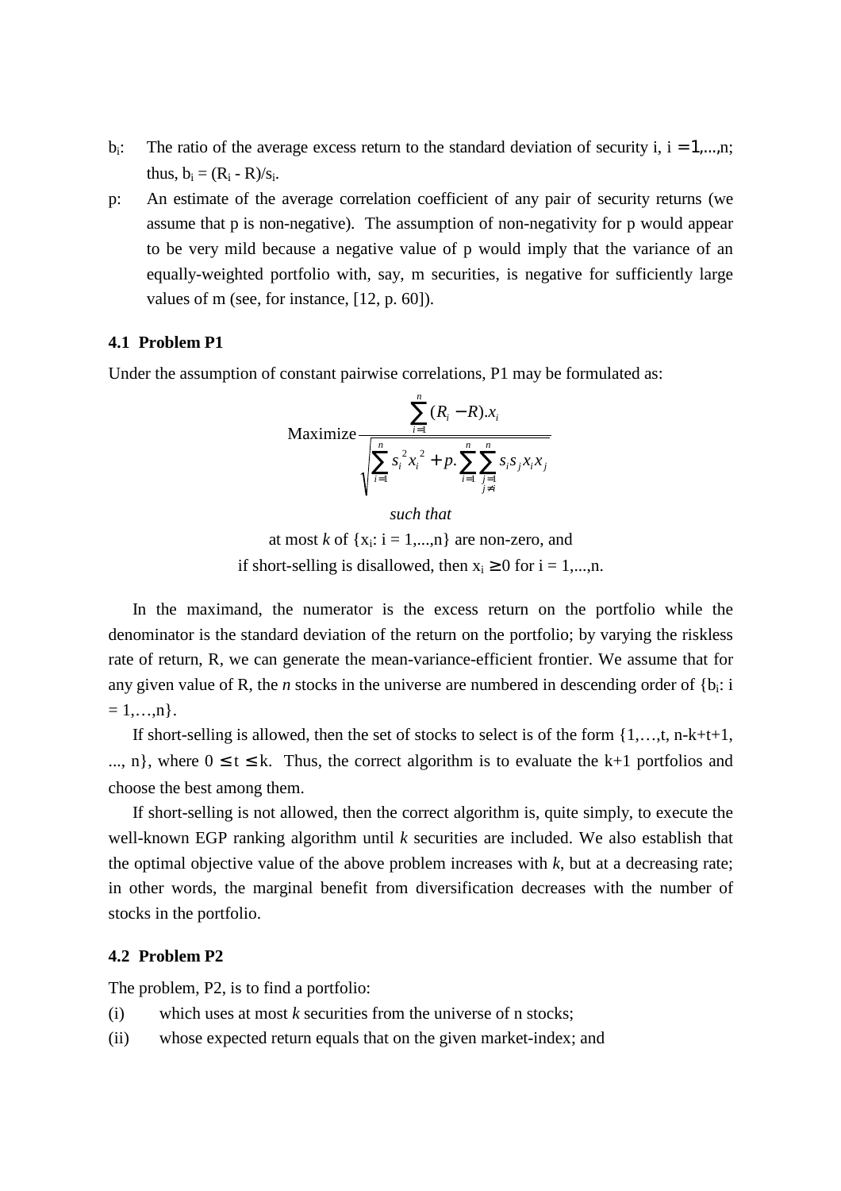$b_i$: The ratio of the average excess return to the standard deviation of security i, $i = 1,...,n$; thus, $b_i = (R_i - R)/s_i$.

p: An estimate of the average correlation coefficient of any pair of security returns (we assume that p is non-negative). The assumption of non-negativity for p would appear to be very mild because a negative value of p would imply that the variance of an equally-weighted portfolio with, say, m securities, is negative for sufficiently large values of m (see, for instance, [12, p. 60]).

### 4.1 Problem P1

Under the assumption of constant pairwise correlations, P1 may be formulated as:

$$\text{Maximize} \frac{\sum_{i=1}^{n} (R_i - R).x_i}{\sqrt{\sum_{i=1}^{n} s_i^2 x_i^2 + p.\sum_{i=1}^{n}\sum_{\substack{j=1 \\ j \neq i}}^{n} s_i s_j x_i x_j}}$$

*such that*

at most *k* of $\{x_i: i = 1,...,n\}$ are non-zero, and

if short-selling is disallowed, then $x_i \geq 0$ for $i = 1,...,n$.

In the maximand, the numerator is the excess return on the portfolio while the denominator is the standard deviation of the return on the portfolio; by varying the riskless rate of return, R, we can generate the mean-variance-efficient frontier. We assume that for any given value of R, the *n* stocks in the universe are numbered in descending order of $\{b_i: i = 1,\ldots,n\}$.

If short-selling is allowed, then the set of stocks to select is of the form $\{1,\ldots,t, n\text{-}k\text{+}t\text{+}1, ..., n\}$, where $0 \leq t \leq k$. Thus, the correct algorithm is to evaluate the k+1 portfolios and choose the best among them.

If short-selling is not allowed, then the correct algorithm is, quite simply, to execute the well-known EGP ranking algorithm until *k* securities are included. We also establish that the optimal objective value of the above problem increases with *k*, but at a decreasing rate; in other words, the marginal benefit from diversification decreases with the number of stocks in the portfolio.

### 4.2 Problem P2

The problem, P2, is to find a portfolio:

(i) which uses at most *k* securities from the universe of n stocks;

(ii) whose expected return equals that on the given market-index; and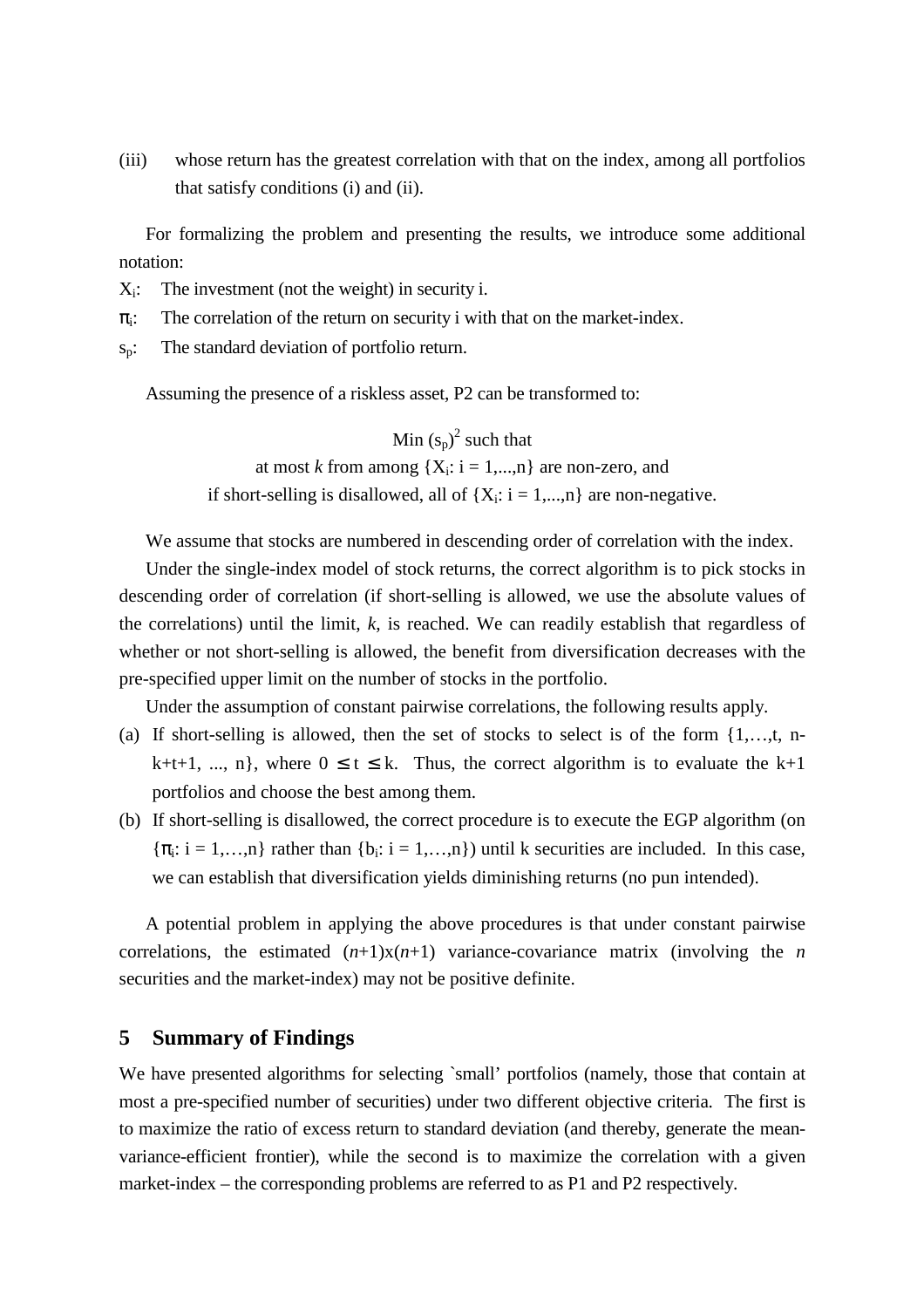(iii) whose return has the greatest correlation with that on the index, among all portfolios that satisfy conditions (i) and (ii).

For formalizing the problem and presenting the results, we introduce some additional notation:

$X_i$: The investment (not the weight) in security i.

$\pi_i$: The correlation of the return on security i with that on the market-index.

$s_p$: The standard deviation of portfolio return.

Assuming the presence of a riskless asset, P2 can be transformed to:

$$\text{Min } (s_p)^2 \text{ such that}$$

at most *k* from among $\{X_i: i = 1,...,n\}$ are non-zero, and

if short-selling is disallowed, all of $\{X_i: i = 1,...,n\}$ are non-negative.

We assume that stocks are numbered in descending order of correlation with the index.

Under the single-index model of stock returns, the correct algorithm is to pick stocks in descending order of correlation (if short-selling is allowed, we use the absolute values of the correlations) until the limit, *k*, is reached. We can readily establish that regardless of whether or not short-selling is allowed, the benefit from diversification decreases with the pre-specified upper limit on the number of stocks in the portfolio.

Under the assumption of constant pairwise correlations, the following results apply.

(a) If short-selling is allowed, then the set of stocks to select is of the form $\{1,\ldots,t, n-k+t+1, ..., n\}$, where $0 \leq t \leq k$. Thus, the correct algorithm is to evaluate the k+1 portfolios and choose the best among them.

(b) If short-selling is disallowed, the correct procedure is to execute the EGP algorithm (on $\{\pi_i: i = 1,\ldots,n\}$ rather than $\{b_i: i = 1,\ldots,n\}$) until k securities are included. In this case, we can establish that diversification yields diminishing returns (no pun intended).

A potential problem in applying the above procedures is that under constant pairwise correlations, the estimated $(n+1)\text{x}(n+1)$ variance-covariance matrix (involving the *n* securities and the market-index) may not be positive definite.

## 5 Summary of Findings

We have presented algorithms for selecting `small' portfolios (namely, those that contain at most a pre-specified number of securities) under two different objective criteria. The first is to maximize the ratio of excess return to standard deviation (and thereby, generate the mean-variance-efficient frontier), while the second is to maximize the correlation with a given market-index – the corresponding problems are referred to as P1 and P2 respectively.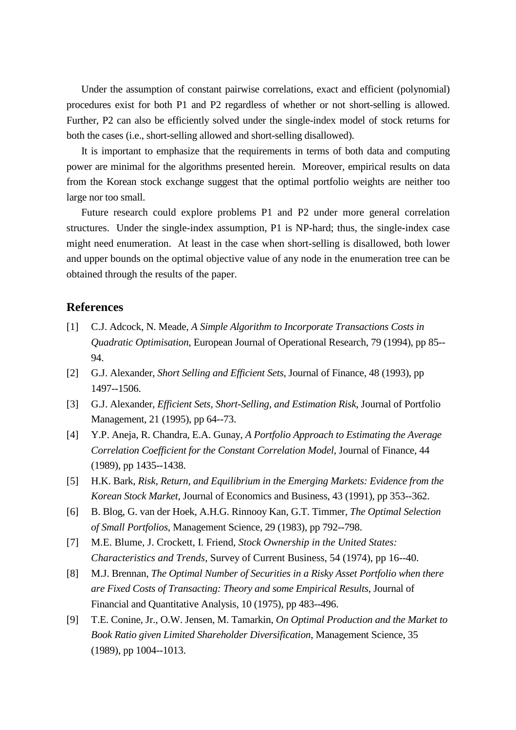Under the assumption of constant pairwise correlations, exact and efficient (polynomial) procedures exist for both P1 and P2 regardless of whether or not short-selling is allowed. Further, P2 can also be efficiently solved under the single-index model of stock returns for both the cases (i.e., short-selling allowed and short-selling disallowed).

It is important to emphasize that the requirements in terms of both data and computing power are minimal for the algorithms presented herein. Moreover, empirical results on data from the Korean stock exchange suggest that the optimal portfolio weights are neither too large nor too small.

Future research could explore problems P1 and P2 under more general correlation structures. Under the single-index assumption, P1 is NP-hard; thus, the single-index case might need enumeration. At least in the case when short-selling is disallowed, both lower and upper bounds on the optimal objective value of any node in the enumeration tree can be obtained through the results of the paper.

## References

[1] C.J. Adcock, N. Meade, *A Simple Algorithm to Incorporate Transactions Costs in Quadratic Optimisation*, European Journal of Operational Research, 79 (1994), pp 85--94.

[2] G.J. Alexander, *Short Selling and Efficient Sets*, Journal of Finance, 48 (1993), pp 1497--1506.

[3] G.J. Alexander, *Efficient Sets, Short-Selling, and Estimation Risk*, Journal of Portfolio Management, 21 (1995), pp 64--73.

[4] Y.P. Aneja, R. Chandra, E.A. Gunay, *A Portfolio Approach to Estimating the Average Correlation Coefficient for the Constant Correlation Model*, Journal of Finance, 44 (1989), pp 1435--1438.

[5] H.K. Bark, *Risk, Return, and Equilibrium in the Emerging Markets: Evidence from the Korean Stock Market*, Journal of Economics and Business, 43 (1991), pp 353--362.

[6] B. Blog, G. van der Hoek, A.H.G. Rinnooy Kan, G.T. Timmer, *The Optimal Selection of Small Portfolios*, Management Science, 29 (1983), pp 792--798.

[7] M.E. Blume, J. Crockett, I. Friend, *Stock Ownership in the United States: Characteristics and Trends*, Survey of Current Business, 54 (1974), pp 16--40.

[8] M.J. Brennan, *The Optimal Number of Securities in a Risky Asset Portfolio when there are Fixed Costs of Transacting: Theory and some Empirical Results*, Journal of Financial and Quantitative Analysis, 10 (1975), pp 483--496.

[9] T.E. Conine, Jr., O.W. Jensen, M. Tamarkin, *On Optimal Production and the Market to Book Ratio given Limited Shareholder Diversification*, Management Science, 35 (1989), pp 1004--1013.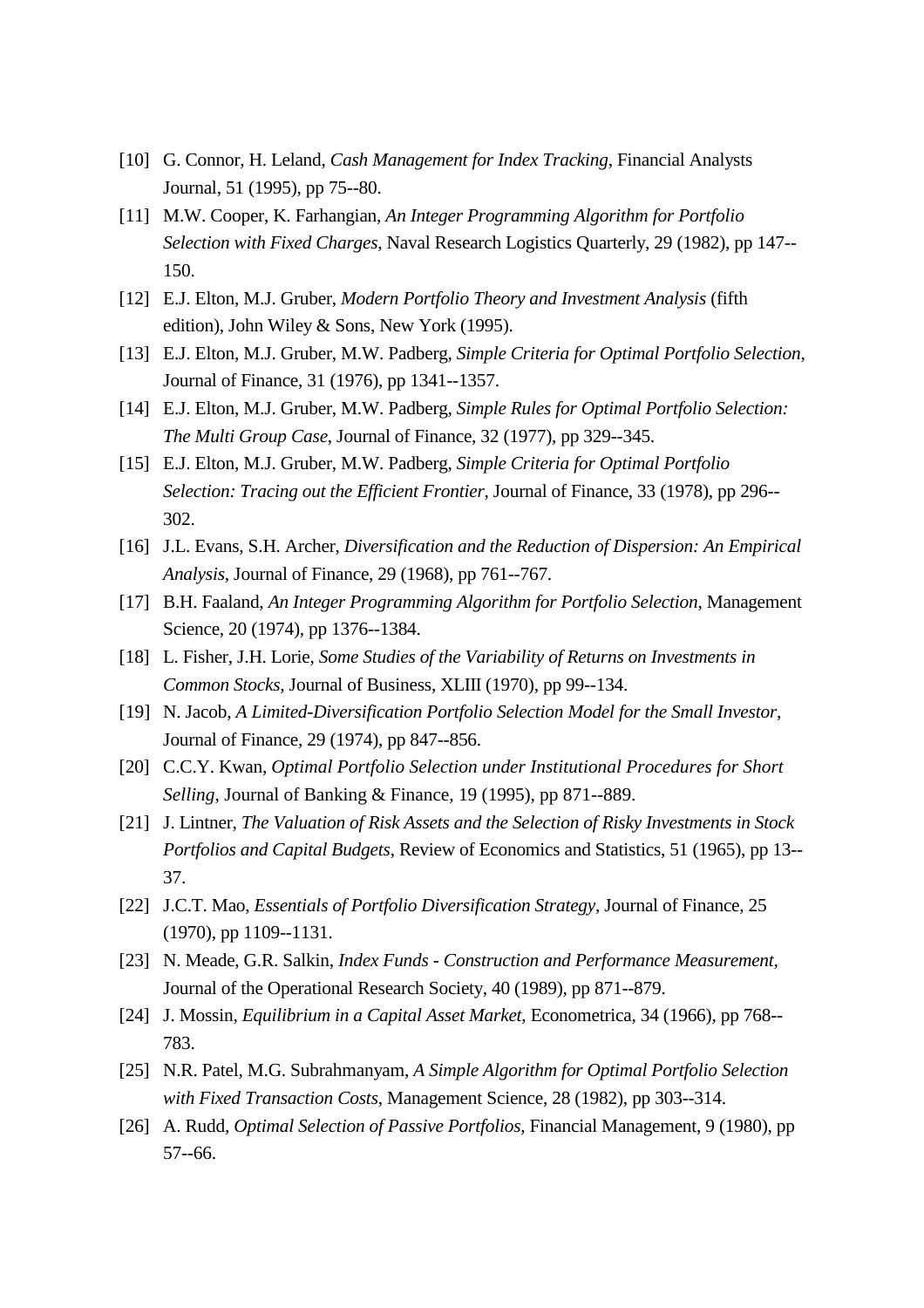[10] G. Connor, H. Leland, *Cash Management for Index Tracking*, Financial Analysts Journal, 51 (1995), pp 75--80.

[11] M.W. Cooper, K. Farhangian, *An Integer Programming Algorithm for Portfolio Selection with Fixed Charges*, Naval Research Logistics Quarterly, 29 (1982), pp 147--150.

[12] E.J. Elton, M.J. Gruber, *Modern Portfolio Theory and Investment Analysis* (fifth edition), John Wiley & Sons, New York (1995).

[13] E.J. Elton, M.J. Gruber, M.W. Padberg, *Simple Criteria for Optimal Portfolio Selection*, Journal of Finance, 31 (1976), pp 1341--1357.

[14] E.J. Elton, M.J. Gruber, M.W. Padberg, *Simple Rules for Optimal Portfolio Selection: The Multi Group Case*, Journal of Finance, 32 (1977), pp 329--345.

[15] E.J. Elton, M.J. Gruber, M.W. Padberg, *Simple Criteria for Optimal Portfolio Selection: Tracing out the Efficient Frontier*, Journal of Finance, 33 (1978), pp 296--302.

[16] J.L. Evans, S.H. Archer, *Diversification and the Reduction of Dispersion: An Empirical Analysis*, Journal of Finance, 29 (1968), pp 761--767.

[17] B.H. Faaland, *An Integer Programming Algorithm for Portfolio Selection*, Management Science, 20 (1974), pp 1376--1384.

[18] L. Fisher, J.H. Lorie, *Some Studies of the Variability of Returns on Investments in Common Stocks*, Journal of Business, XLIII (1970), pp 99--134.

[19] N. Jacob, *A Limited-Diversification Portfolio Selection Model for the Small Investor*, Journal of Finance, 29 (1974), pp 847--856.

[20] C.C.Y. Kwan, *Optimal Portfolio Selection under Institutional Procedures for Short Selling*, Journal of Banking & Finance, 19 (1995), pp 871--889.

[21] J. Lintner, *The Valuation of Risk Assets and the Selection of Risky Investments in Stock Portfolios and Capital Budgets*, Review of Economics and Statistics, 51 (1965), pp 13--37.

[22] J.C.T. Mao, *Essentials of Portfolio Diversification Strategy*, Journal of Finance, 25 (1970), pp 1109--1131.

[23] N. Meade, G.R. Salkin, *Index Funds - Construction and Performance Measurement*, Journal of the Operational Research Society, 40 (1989), pp 871--879.

[24] J. Mossin, *Equilibrium in a Capital Asset Market*, Econometrica, 34 (1966), pp 768--783.

[25] N.R. Patel, M.G. Subrahmanyam, *A Simple Algorithm for Optimal Portfolio Selection with Fixed Transaction Costs*, Management Science, 28 (1982), pp 303--314.

[26] A. Rudd, *Optimal Selection of Passive Portfolios*, Financial Management, 9 (1980), pp 57--66.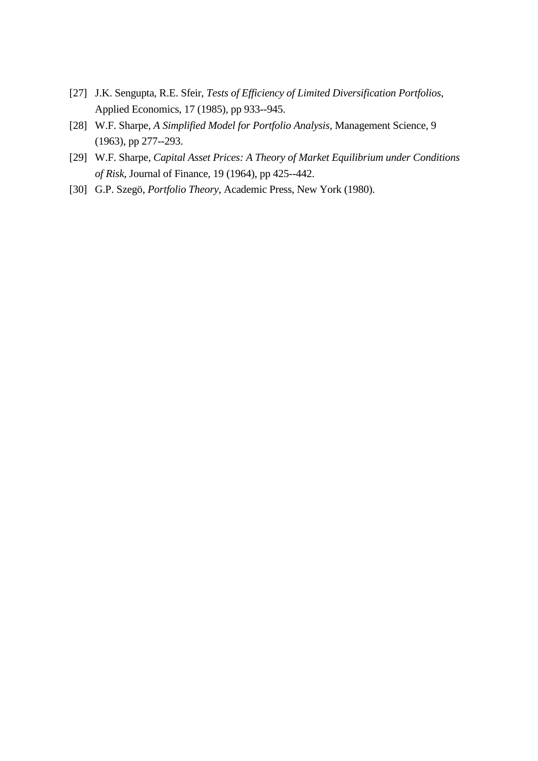[27] J.K. Sengupta, R.E. Sfeir, *Tests of Efficiency of Limited Diversification Portfolios*, Applied Economics, 17 (1985), pp 933--945.

[28] W.F. Sharpe, *A Simplified Model for Portfolio Analysis*, Management Science, 9 (1963), pp 277--293.

[29] W.F. Sharpe, *Capital Asset Prices: A Theory of Market Equilibrium under Conditions of Risk*, Journal of Finance, 19 (1964), pp 425--442.

[30] G.P. Szegö, *Portfolio Theory*, Academic Press, New York (1980).